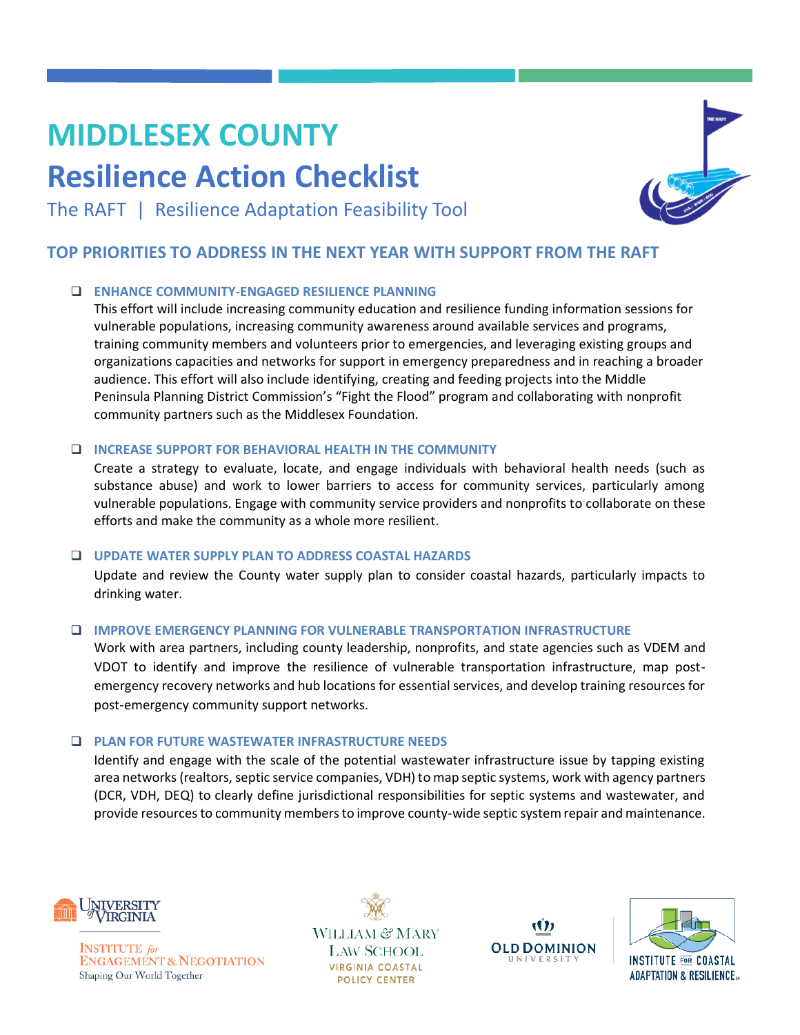# MIDDLESEX COUNTY

# Resilience Action Checklist

The RAFT | Resilience Adaptation Feasibility Tool

## TOP PRIORITIES TO ADDRESS IN THE NEXT YEAR WITH SUPPORT FROM THE RAFT

- [ ] **ENHANCE COMMUNITY-ENGAGED RESILIENCE PLANNING**
  This effort will include increasing community education and resilience funding information sessions for vulnerable populations, increasing community awareness around available services and programs, training community members and volunteers prior to emergencies, and leveraging existing groups and organizations capacities and networks for support in emergency preparedness and in reaching a broader audience. This effort will also include identifying, creating and feeding projects into the Middle Peninsula Planning District Commission's "Fight the Flood" program and collaborating with nonprofit community partners such as the Middlesex Foundation.

- [ ] **INCREASE SUPPORT FOR BEHAVIORAL HEALTH IN THE COMMUNITY**
  Create a strategy to evaluate, locate, and engage individuals with behavioral health needs (such as substance abuse) and work to lower barriers to access for community services, particularly among vulnerable populations. Engage with community service providers and nonprofits to collaborate on these efforts and make the community as a whole more resilient.

- [ ] **UPDATE WATER SUPPLY PLAN TO ADDRESS COASTAL HAZARDS**
  Update and review the County water supply plan to consider coastal hazards, particularly impacts to drinking water.

- [ ] **IMPROVE EMERGENCY PLANNING FOR VULNERABLE TRANSPORTATION INFRASTRUCTURE**
  Work with area partners, including county leadership, nonprofits, and state agencies such as VDEM and VDOT to identify and improve the resilience of vulnerable transportation infrastructure, map post-emergency recovery networks and hub locations for essential services, and develop training resources for post-emergency community support networks.

- [ ] **PLAN FOR FUTURE WASTEWATER INFRASTRUCTURE NEEDS**
  Identify and engage with the scale of the potential wastewater infrastructure issue by tapping existing area networks (realtors, septic service companies, VDH) to map septic systems, work with agency partners (DCR, VDH, DEQ) to clearly define jurisdictional responsibilities for septic systems and wastewater, and provide resources to community members to improve county-wide septic system repair and maintenance.

University of Virginia Institute for Engagement & Negotiation — Shaping Our World Together | William & Mary Law School Virginia Coastal Policy Center | Old Dominion University | Institute for Coastal Adaptation & Resilience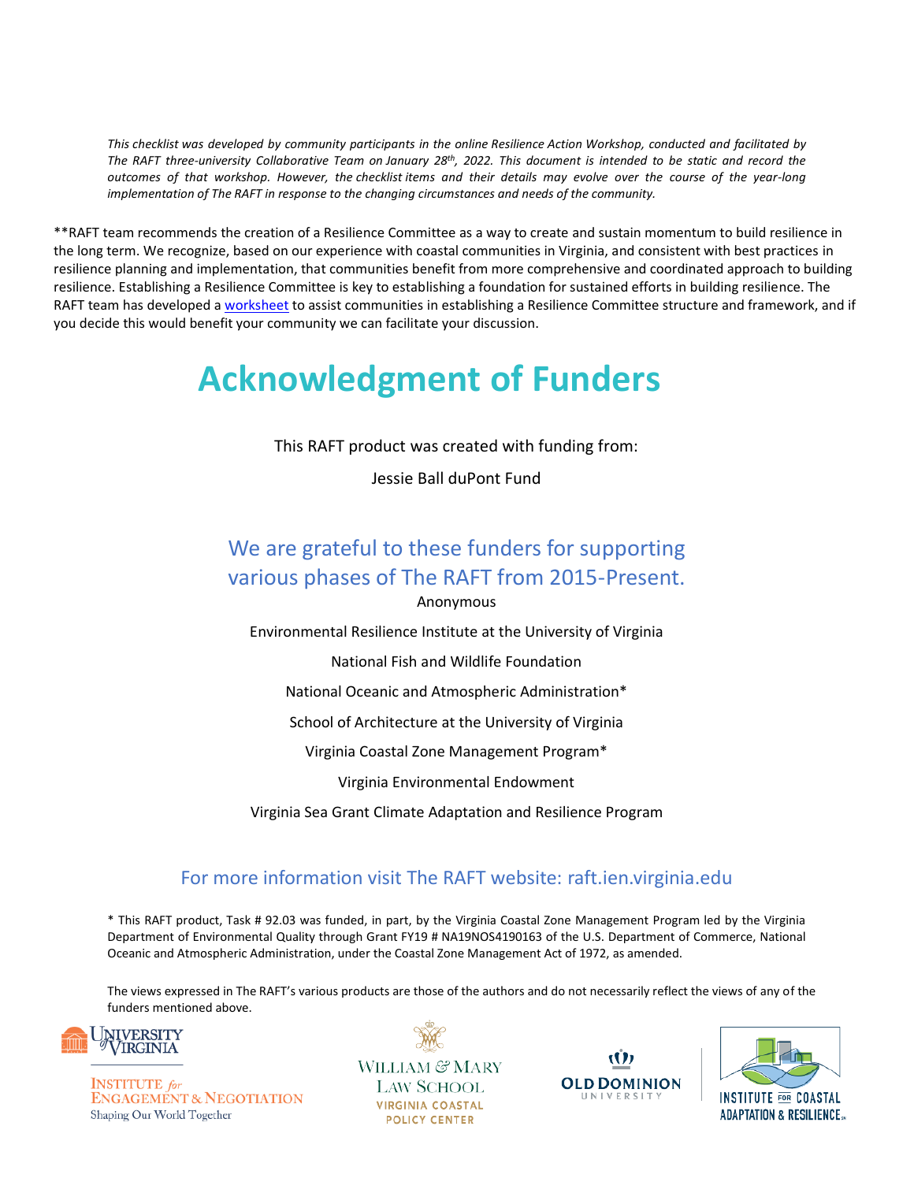*This checklist was developed by community participants in the online Resilience Action Workshop, conducted and facilitated by The RAFT three-university Collaborative Team on January 28th, 2022. This document is intended to be static and record the outcomes of that workshop. However, the checklist items and their details may evolve over the course of the year-long implementation of The RAFT in response to the changing circumstances and needs of the community.*

**RAFT team recommends the creation of a Resilience Committee as a way to create and sustain momentum to build resilience in the long term. We recognize, based on our experience with coastal communities in Virginia, and consistent with best practices in resilience planning and implementation, that communities benefit from more comprehensive and coordinated approach to building resilience. Establishing a Resilience Committee is key to establishing a foundation for sustained efforts in building resilience. The RAFT team has developed a worksheet to assist communities in establishing a Resilience Committee structure and framework, and if you decide this would benefit your community we can facilitate your discussion.

# Acknowledgment of Funders

This RAFT product was created with funding from:

Jessie Ball duPont Fund

## We are grateful to these funders for supporting various phases of The RAFT from 2015-Present.

Anonymous

Environmental Resilience Institute at the University of Virginia

National Fish and Wildlife Foundation

National Oceanic and Atmospheric Administration*

School of Architecture at the University of Virginia

Virginia Coastal Zone Management Program*

Virginia Environmental Endowment

Virginia Sea Grant Climate Adaptation and Resilience Program

## For more information visit The RAFT website: raft.ien.virginia.edu

* This RAFT product, Task # 92.03 was funded, in part, by the Virginia Coastal Zone Management Program led by the Virginia Department of Environmental Quality through Grant FY19 # NA19NOS4190163 of the U.S. Department of Commerce, National Oceanic and Atmospheric Administration, under the Coastal Zone Management Act of 1972, as amended.

The views expressed in The RAFT's various products are those of the authors and do not necessarily reflect the views of any of the funders mentioned above.

University of Virginia Institute for Engagement & Negotiation — Shaping Our World Together

William & Mary Law School — Virginia Coastal Policy Center

Old Dominion University

Institute for Coastal Adaptation & Resilience